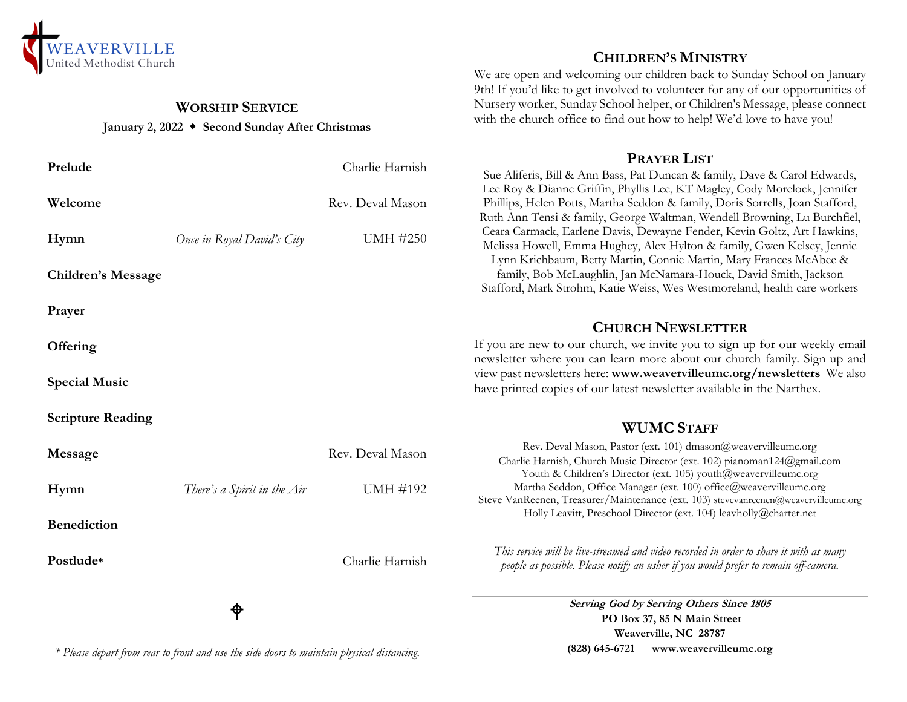WEAVERVILLE
United Methodist Church

## WORSHIP SERVICE

**January 2, 2022 ◆ Second Sunday After Christmas**

| | | |
|---|---|---|
| **Prelude** | | Charlie Harnish |
| **Welcome** | | Rev. Deval Mason |
| **Hymn** | *Once in Royal David's City* | UMH #250 |
| **Children's Message** | | |
| **Prayer** | | |
| **Offering** | | |
| **Special Music** | | |
| **Scripture Reading** | | |
| **Message** | | Rev. Deval Mason |
| **Hymn** | *There's a Spirit in the Air* | UMH #192 |
| **Benediction** | | |
| **Postlude*** | | Charlie Harnish |

*\* Please depart from rear to front and use the side doors to maintain physical distancing.*

## CHILDREN'S MINISTRY

We are open and welcoming our children back to Sunday School on January 9th! If you'd like to get involved to volunteer for any of our opportunities of Nursery worker, Sunday School helper, or Children's Message, please connect with the church office to find out how to help! We'd love to have you!

## PRAYER LIST

Sue Aliferis, Bill & Ann Bass, Pat Duncan & family, Dave & Carol Edwards, Lee Roy & Dianne Griffin, Phyllis Lee, KT Magley, Cody Morelock, Jennifer Phillips, Helen Potts, Martha Seddon & family, Doris Sorrells, Joan Stafford, Ruth Ann Tensi & family, George Waltman, Wendell Browning, Lu Burchfiel, Ceara Carmack, Earlene Davis, Dewayne Fender, Kevin Goltz, Art Hawkins, Melissa Howell, Emma Hughey, Alex Hylton & family, Gwen Kelsey, Jennie Lynn Krichbaum, Betty Martin, Connie Martin, Mary Frances McAbee & family, Bob McLaughlin, Jan McNamara-Houck, David Smith, Jackson Stafford, Mark Strohm, Katie Weiss, Wes Westmoreland, health care workers

## CHURCH NEWSLETTER

If you are new to our church, we invite you to sign up for our weekly email newsletter where you can learn more about our church family. Sign up and view past newsletters here: **www.weavervilleumc.org/newsletters** We also have printed copies of our latest newsletter available in the Narthex.

## WUMC STAFF

Rev. Deval Mason, Pastor (ext. 101) dmason@weavervilleumc.org
Charlie Harnish, Church Music Director (ext. 102) pianoman124@gmail.com
Youth & Children's Director (ext. 105) youth@weavervilleumc.org
Martha Seddon, Office Manager (ext. 100) office@weavervilleumc.org
Steve VanReenen, Treasurer/Maintenance (ext. 103) stevevanreenen@weavervilleumc.org
Holly Leavitt, Preschool Director (ext. 104) leavholly@charter.net

*This service will be live-streamed and video recorded in order to share it with as many people as possible. Please notify an usher if you would prefer to remain off-camera.*

***Serving God by Serving Others Since 1805***
**PO Box 37, 85 N Main Street**
**Weaverville, NC 28787**
**(828) 645-6721 www.weavervilleumc.org**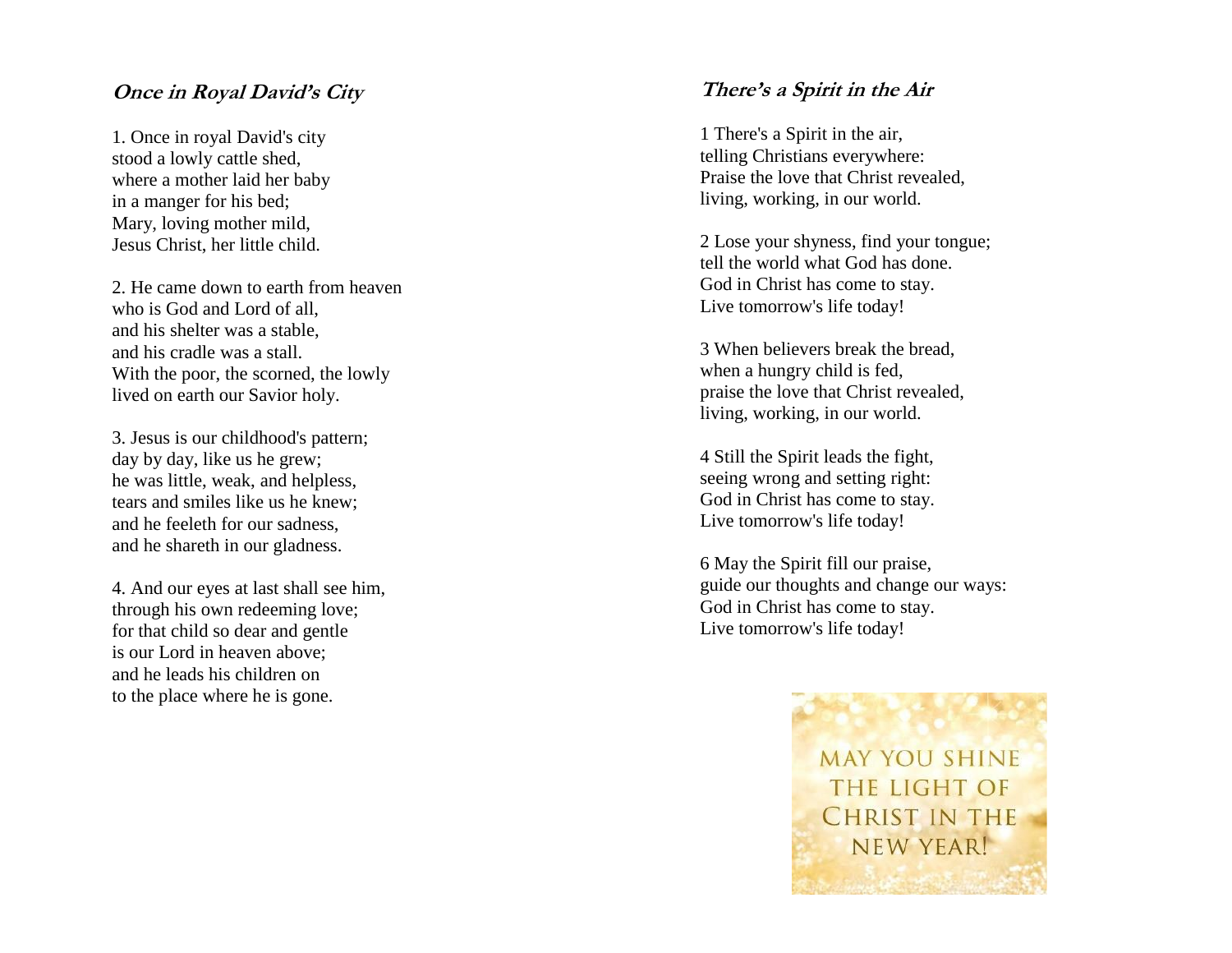### *Once in Royal David's City*

1. Once in royal David's city
stood a lowly cattle shed,
where a mother laid her baby
in a manger for his bed;
Mary, loving mother mild,
Jesus Christ, her little child.

2. He came down to earth from heaven
who is God and Lord of all,
and his shelter was a stable,
and his cradle was a stall.
With the poor, the scorned, the lowly
lived on earth our Savior holy.

3. Jesus is our childhood's pattern;
day by day, like us he grew;
he was little, weak, and helpless,
tears and smiles like us he knew;
and he feeleth for our sadness,
and he shareth in our gladness.

4. And our eyes at last shall see him,
through his own redeeming love;
for that child so dear and gentle
is our Lord in heaven above;
and he leads his children on
to the place where he is gone.

### *There's a Spirit in the Air*

1 There's a Spirit in the air,
telling Christians everywhere:
Praise the love that Christ revealed,
living, working, in our world.

2 Lose your shyness, find your tongue;
tell the world what God has done.
God in Christ has come to stay.
Live tomorrow's life today!

3 When believers break the bread,
when a hungry child is fed,
praise the love that Christ revealed,
living, working, in our world.

4 Still the Spirit leads the fight,
seeing wrong and setting right:
God in Christ has come to stay.
Live tomorrow's life today!

6 May the Spirit fill our praise,
guide our thoughts and change our ways:
God in Christ has come to stay.
Live tomorrow's life today!

MAY YOU SHINE THE LIGHT OF CHRIST IN THE NEW YEAR!